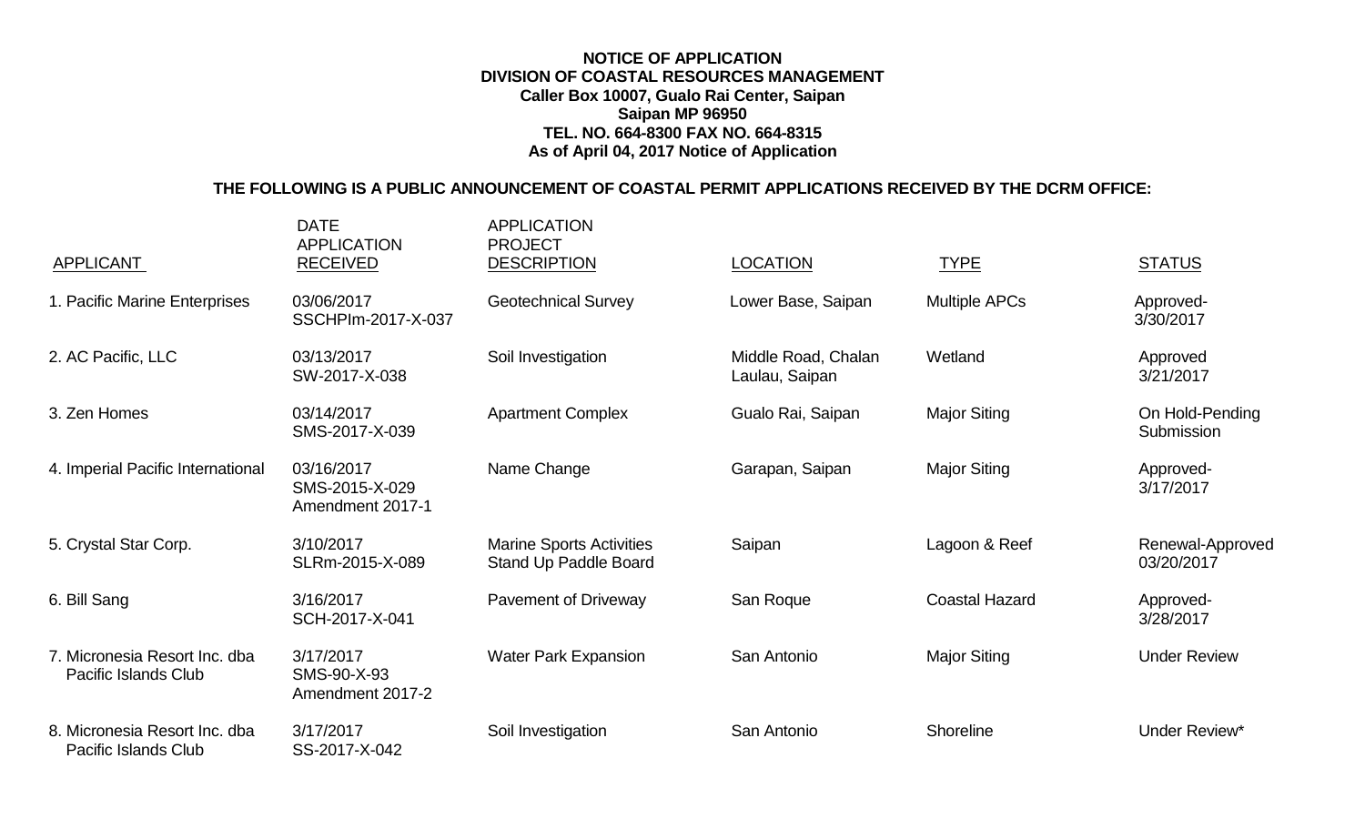**NOTICE OF APPLICATION**
**DIVISION OF COASTAL RESOURCES MANAGEMENT**
**Caller Box 10007, Gualo Rai Center, Saipan**
**Saipan MP 96950**
**TEL. NO. 664-8300 FAX NO. 664-8315**
**As of April 04, 2017 Notice of Application**

**THE FOLLOWING IS A PUBLIC ANNOUNCEMENT OF COASTAL PERMIT APPLICATIONS RECEIVED BY THE DCRM OFFICE:**

| APPLICANT | DATE APPLICATION RECEIVED | APPLICATION PROJECT DESCRIPTION | LOCATION | TYPE | STATUS |
|---|---|---|---|---|---|
| 1. Pacific Marine Enterprises | 03/06/2017 SSCHPIm-2017-X-037 | Geotechnical Survey | Lower Base, Saipan | Multiple APCs | Approved- 3/30/2017 |
| 2. AC Pacific, LLC | 03/13/2017 SW-2017-X-038 | Soil Investigation | Middle Road, Chalan Laulau, Saipan | Wetland | Approved 3/21/2017 |
| 3. Zen Homes | 03/14/2017 SMS-2017-X-039 | Apartment Complex | Gualo Rai, Saipan | Major Siting | On Hold-Pending Submission |
| 4. Imperial Pacific International | 03/16/2017 SMS-2015-X-029 Amendment 2017-1 | Name Change | Garapan, Saipan | Major Siting | Approved- 3/17/2017 |
| 5. Crystal Star Corp. | 3/10/2017 SLRm-2015-X-089 | Marine Sports Activities Stand Up Paddle Board | Saipan | Lagoon & Reef | Renewal-Approved 03/20/2017 |
| 6. Bill Sang | 3/16/2017 SCH-2017-X-041 | Pavement of Driveway | San Roque | Coastal Hazard | Approved- 3/28/2017 |
| 7. Micronesia Resort Inc. dba Pacific Islands Club | 3/17/2017 SMS-90-X-93 Amendment 2017-2 | Water Park Expansion | San Antonio | Major Siting | Under Review |
| 8. Micronesia Resort Inc. dba Pacific Islands Club | 3/17/2017 SS-2017-X-042 | Soil Investigation | San Antonio | Shoreline | Under Review* |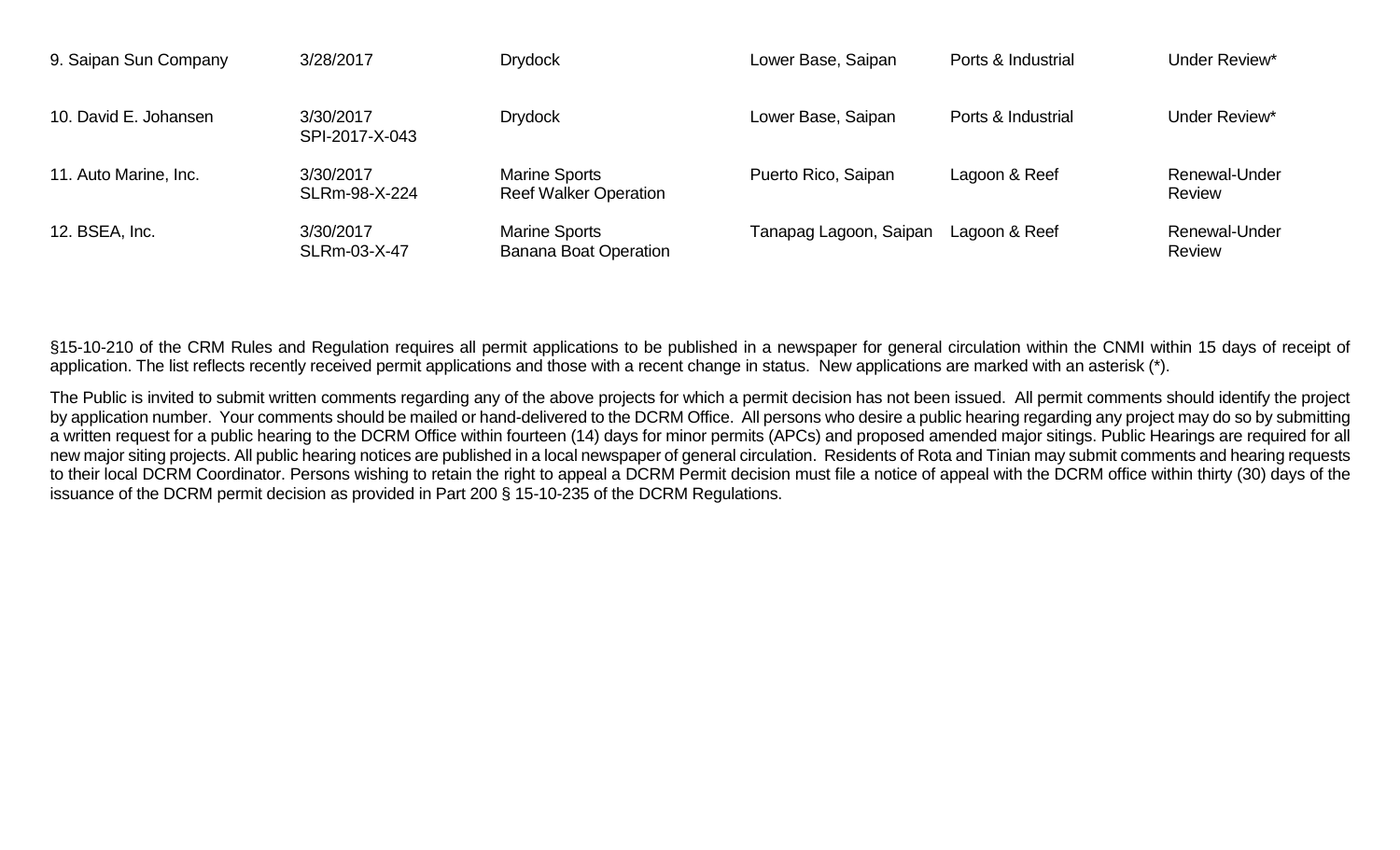| | | | | | |
|---|---|---|---|---|---|
| 9. Saipan Sun Company | 3/28/2017 | Drydock | Lower Base, Saipan | Ports & Industrial | Under Review* |
| 10. David E. Johansen | 3/30/2017<br>SPI-2017-X-043 | Drydock | Lower Base, Saipan | Ports & Industrial | Under Review* |
| 11. Auto Marine, Inc. | 3/30/2017<br>SLRm-98-X-224 | Marine Sports<br>Reef Walker Operation | Puerto Rico, Saipan | Lagoon & Reef | Renewal-Under Review |
| 12. BSEA, Inc. | 3/30/2017<br>SLRm-03-X-47 | Marine Sports<br>Banana Boat Operation | Tanapag Lagoon, Saipan | Lagoon & Reef | Renewal-Under Review |

§15-10-210 of the CRM Rules and Regulation requires all permit applications to be published in a newspaper for general circulation within the CNMI within 15 days of receipt of application. The list reflects recently received permit applications and those with a recent change in status. New applications are marked with an asterisk (*).

The Public is invited to submit written comments regarding any of the above projects for which a permit decision has not been issued. All permit comments should identify the project by application number. Your comments should be mailed or hand-delivered to the DCRM Office. All persons who desire a public hearing regarding any project may do so by submitting a written request for a public hearing to the DCRM Office within fourteen (14) days for minor permits (APCs) and proposed amended major sitings. Public Hearings are required for all new major siting projects. All public hearing notices are published in a local newspaper of general circulation. Residents of Rota and Tinian may submit comments and hearing requests to their local DCRM Coordinator. Persons wishing to retain the right to appeal a DCRM Permit decision must file a notice of appeal with the DCRM office within thirty (30) days of the issuance of the DCRM permit decision as provided in Part 200 § 15-10-235 of the DCRM Regulations.